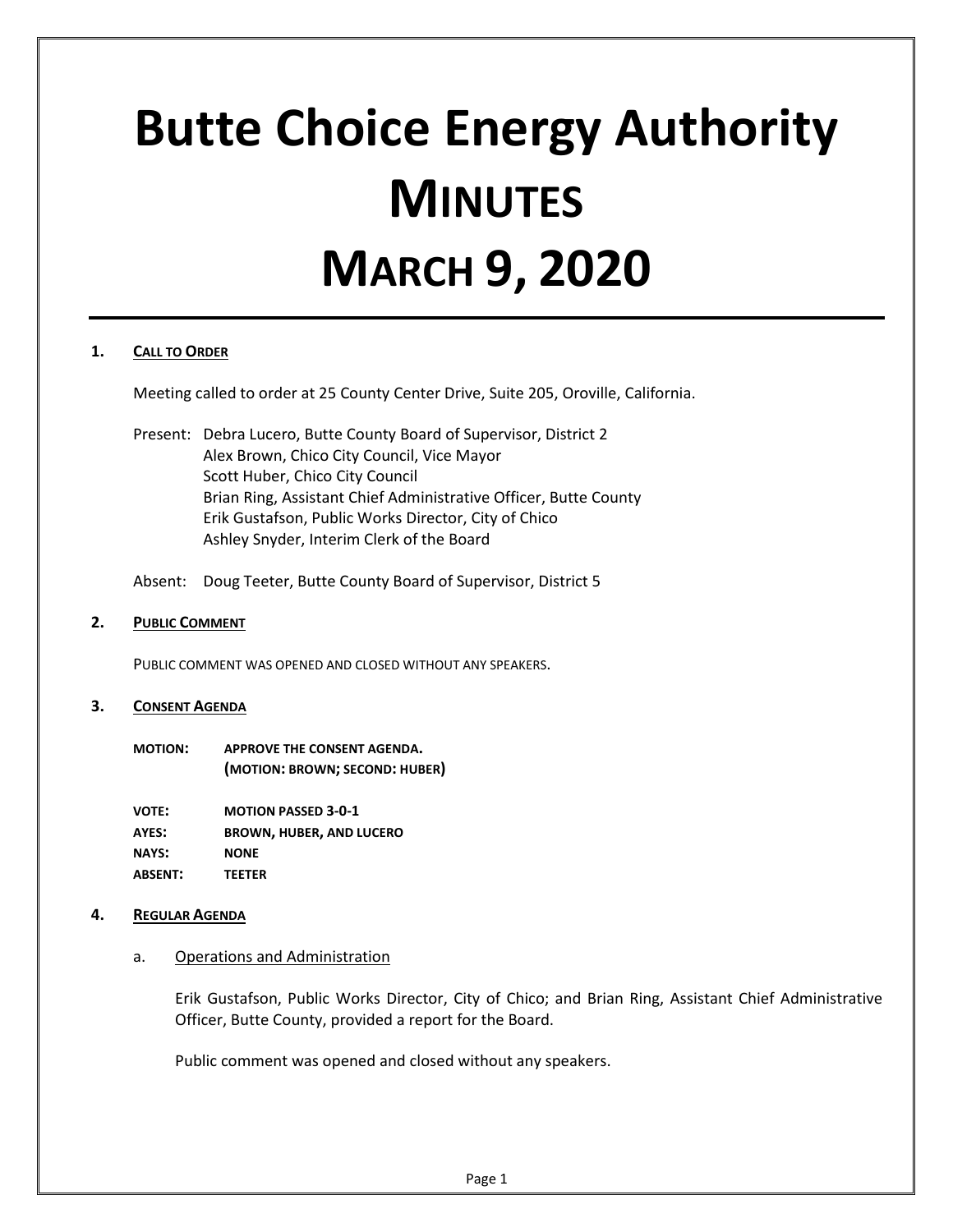# Butte Choice Energy Authority
# MINUTES
# MARCH 9, 2020

**1. CALL TO ORDER**

Meeting called to order at 25 County Center Drive, Suite 205, Oroville, California.

Present: Debra Lucero, Butte County Board of Supervisor, District 2
Alex Brown, Chico City Council, Vice Mayor
Scott Huber, Chico City Council
Brian Ring, Assistant Chief Administrative Officer, Butte County
Erik Gustafson, Public Works Director, City of Chico
Ashley Snyder, Interim Clerk of the Board

Absent: Doug Teeter, Butte County Board of Supervisor, District 5

**2. PUBLIC COMMENT**

PUBLIC COMMENT WAS OPENED AND CLOSED WITHOUT ANY SPEAKERS.

**3. CONSENT AGENDA**

**MOTION:** **APPROVE THE CONSENT AGENDA.**
**(MOTION: BROWN; SECOND: HUBER)**

**VOTE:** **MOTION PASSED 3-0-1**
**AYES:** **BROWN, HUBER, AND LUCERO**
**NAYS:** **NONE**
**ABSENT:** **TEETER**

**4. REGULAR AGENDA**

a. Operations and Administration

Erik Gustafson, Public Works Director, City of Chico; and Brian Ring, Assistant Chief Administrative Officer, Butte County, provided a report for the Board.

Public comment was opened and closed without any speakers.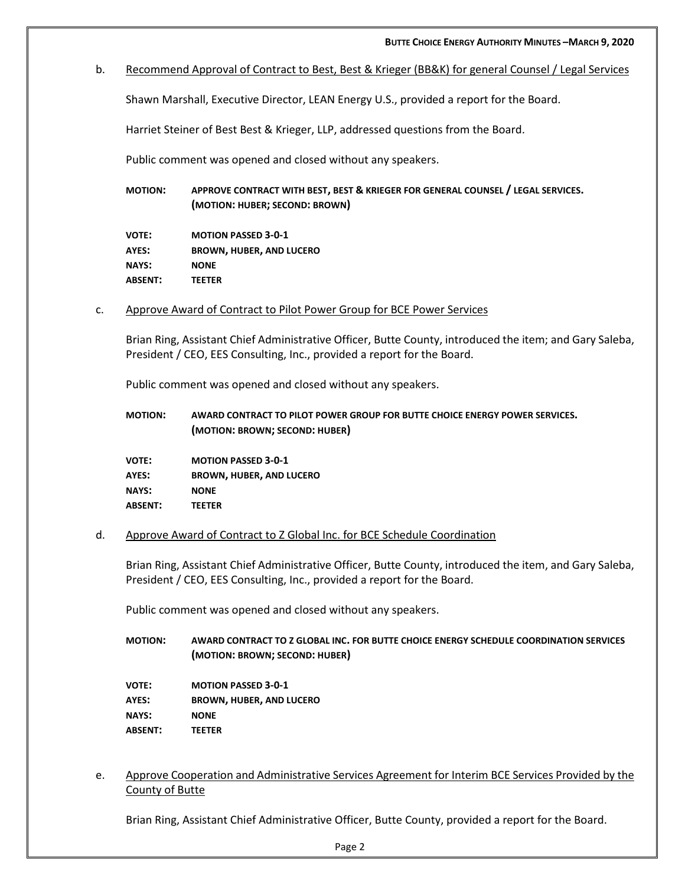b. Recommend Approval of Contract to Best, Best & Krieger (BB&K) for general Counsel / Legal Services

Shawn Marshall, Executive Director, LEAN Energy U.S., provided a report for the Board.

Harriet Steiner of Best Best & Krieger, LLP, addressed questions from the Board.

Public comment was opened and closed without any speakers.

**MOTION:** **APPROVE CONTRACT WITH BEST, BEST & KRIEGER FOR GENERAL COUNSEL / LEGAL SERVICES. (MOTION: HUBER; SECOND: BROWN)**

**VOTE:** **MOTION PASSED 3-0-1**
**AYES:** **BROWN, HUBER, AND LUCERO**
**NAYS:** **NONE**
**ABSENT:** **TEETER**

c. Approve Award of Contract to Pilot Power Group for BCE Power Services

Brian Ring, Assistant Chief Administrative Officer, Butte County, introduced the item; and Gary Saleba, President / CEO, EES Consulting, Inc., provided a report for the Board.

Public comment was opened and closed without any speakers.

**MOTION:** **AWARD CONTRACT TO PILOT POWER GROUP FOR BUTTE CHOICE ENERGY POWER SERVICES. (MOTION: BROWN; SECOND: HUBER)**

**VOTE:** **MOTION PASSED 3-0-1**
**AYES:** **BROWN, HUBER, AND LUCERO**
**NAYS:** **NONE**
**ABSENT:** **TEETER**

d. Approve Award of Contract to Z Global Inc. for BCE Schedule Coordination

Brian Ring, Assistant Chief Administrative Officer, Butte County, introduced the item, and Gary Saleba, President / CEO, EES Consulting, Inc., provided a report for the Board.

Public comment was opened and closed without any speakers.

**MOTION:** **AWARD CONTRACT TO Z GLOBAL INC. FOR BUTTE CHOICE ENERGY SCHEDULE COORDINATION SERVICES (MOTION: BROWN; SECOND: HUBER)**

**VOTE:** **MOTION PASSED 3-0-1**
**AYES:** **BROWN, HUBER, AND LUCERO**
**NAYS:** **NONE**
**ABSENT:** **TEETER**

e. Approve Cooperation and Administrative Services Agreement for Interim BCE Services Provided by the County of Butte

Brian Ring, Assistant Chief Administrative Officer, Butte County, provided a report for the Board.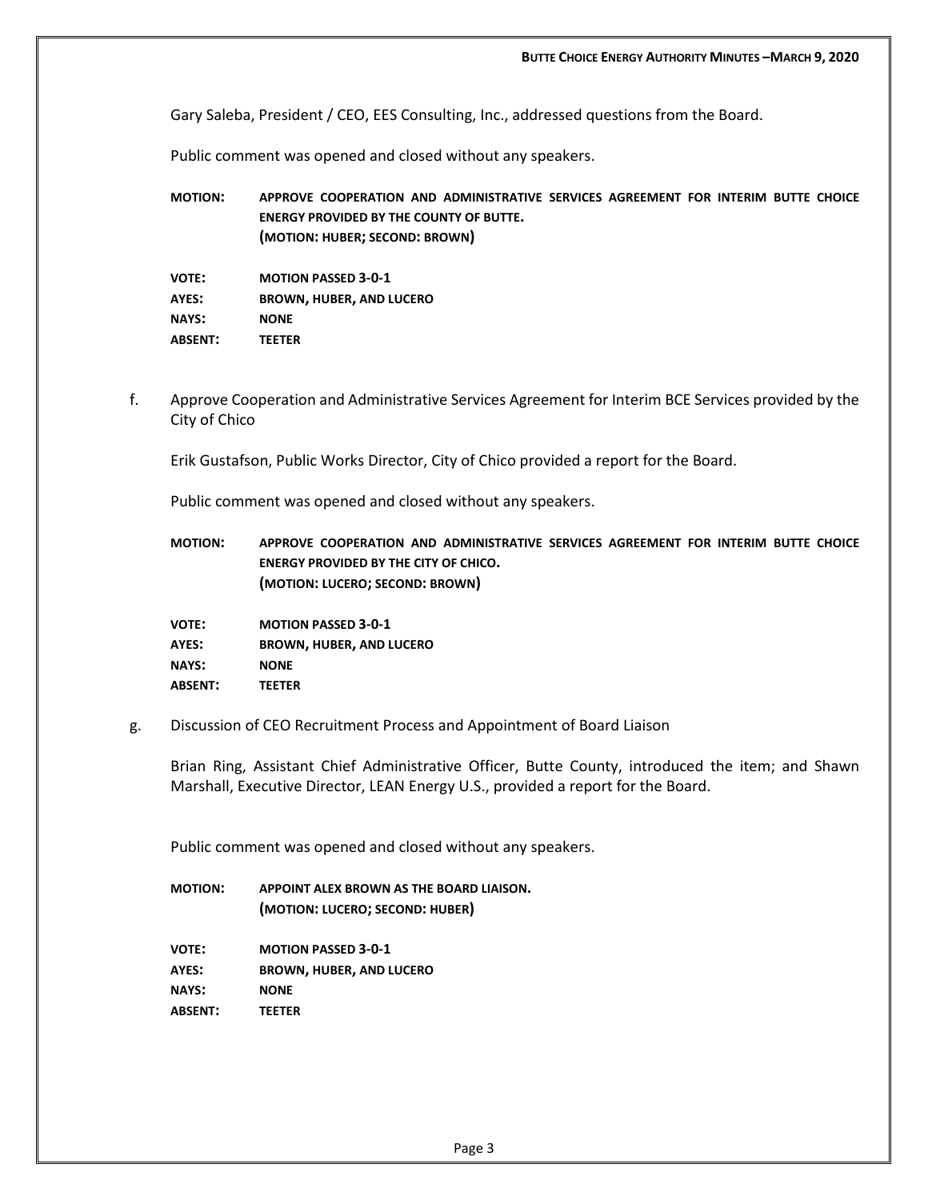Gary Saleba, President / CEO, EES Consulting, Inc., addressed questions from the Board.

Public comment was opened and closed without any speakers.

**MOTION:** **APPROVE COOPERATION AND ADMINISTRATIVE SERVICES AGREEMENT FOR INTERIM BUTTE CHOICE ENERGY PROVIDED BY THE COUNTY OF BUTTE.**
**(MOTION: HUBER; SECOND: BROWN)**

**VOTE:** **MOTION PASSED 3-0-1**
**AYES:** **BROWN, HUBER, AND LUCERO**
**NAYS:** **NONE**
**ABSENT:** **TEETER**

f. Approve Cooperation and Administrative Services Agreement for Interim BCE Services provided by the City of Chico

Erik Gustafson, Public Works Director, City of Chico provided a report for the Board.

Public comment was opened and closed without any speakers.

**MOTION:** **APPROVE COOPERATION AND ADMINISTRATIVE SERVICES AGREEMENT FOR INTERIM BUTTE CHOICE ENERGY PROVIDED BY THE CITY OF CHICO.**
**(MOTION: LUCERO; SECOND: BROWN)**

**VOTE:** **MOTION PASSED 3-0-1**
**AYES:** **BROWN, HUBER, AND LUCERO**
**NAYS:** **NONE**
**ABSENT:** **TEETER**

g. Discussion of CEO Recruitment Process and Appointment of Board Liaison

Brian Ring, Assistant Chief Administrative Officer, Butte County, introduced the item; and Shawn Marshall, Executive Director, LEAN Energy U.S., provided a report for the Board.

Public comment was opened and closed without any speakers.

**MOTION:** **APPOINT ALEX BROWN AS THE BOARD LIAISON.**
**(MOTION: LUCERO; SECOND: HUBER)**

**VOTE:** **MOTION PASSED 3-0-1**
**AYES:** **BROWN, HUBER, AND LUCERO**
**NAYS:** **NONE**
**ABSENT:** **TEETER**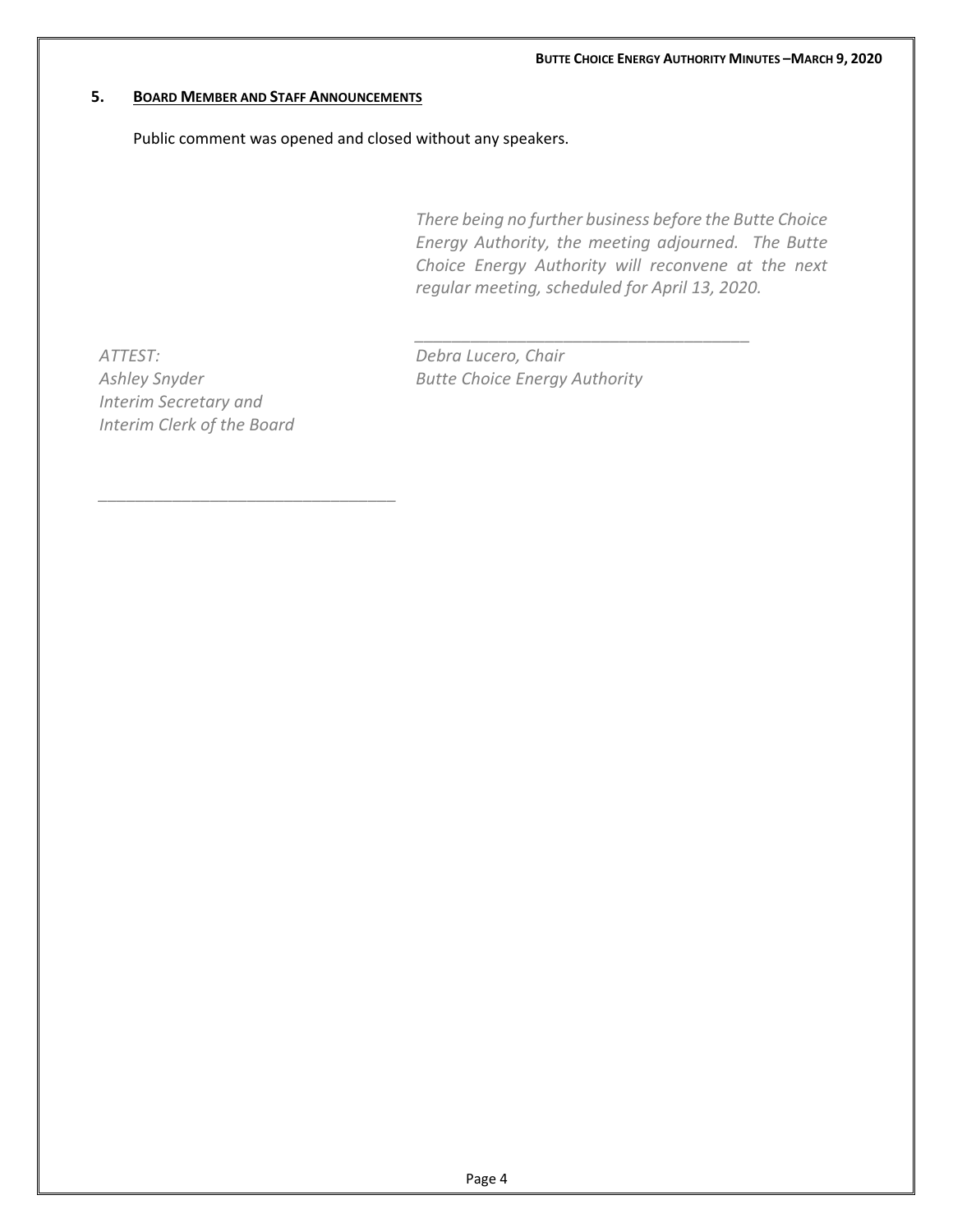## 5. **BOARD MEMBER AND STAFF ANNOUNCEMENTS**

Public comment was opened and closed without any speakers.

*There being no further business before the Butte Choice Energy Authority, the meeting adjourned. The Butte Choice Energy Authority will reconvene at the next regular meeting, scheduled for April 13, 2020.*

______________________________________

*Debra Lucero, Chair*
*Butte Choice Energy Authority*

*ATTEST:*
*Ashley Snyder*
*Interim Secretary and*
*Interim Clerk of the Board*

______________________________________